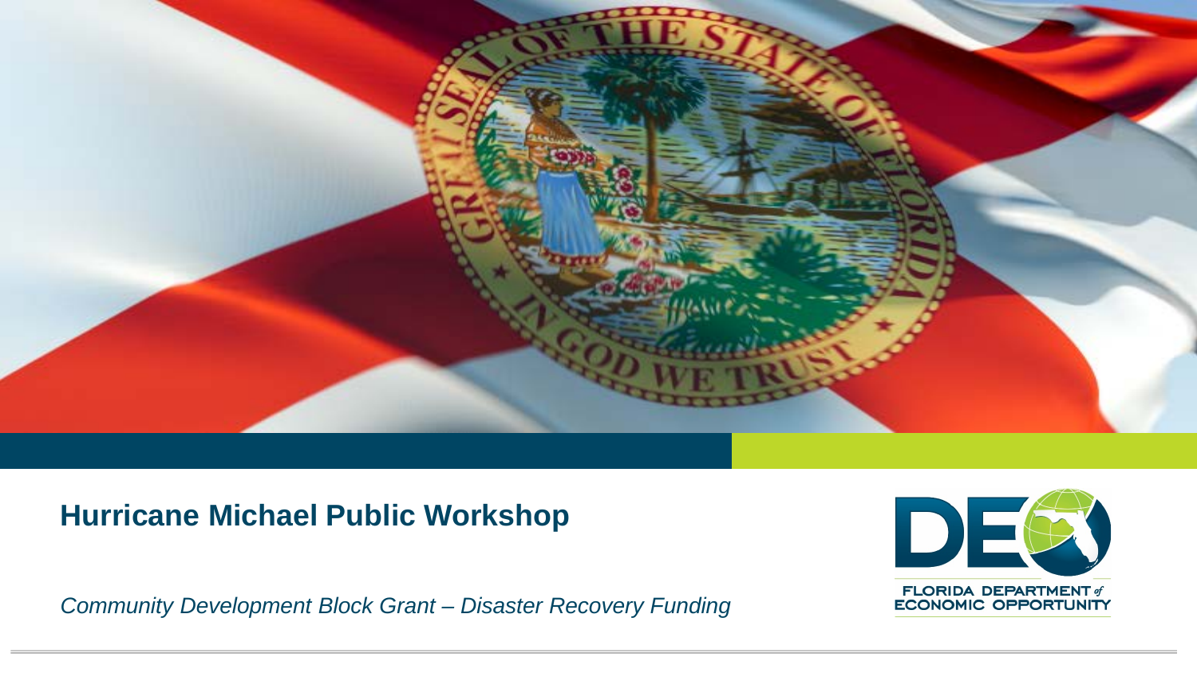# Hurricane Michael Public Workshop

*Community Development Block Grant – Disaster Recovery Funding*

FLORIDA DEPARTMENT of ECONOMIC OPPORTUNITY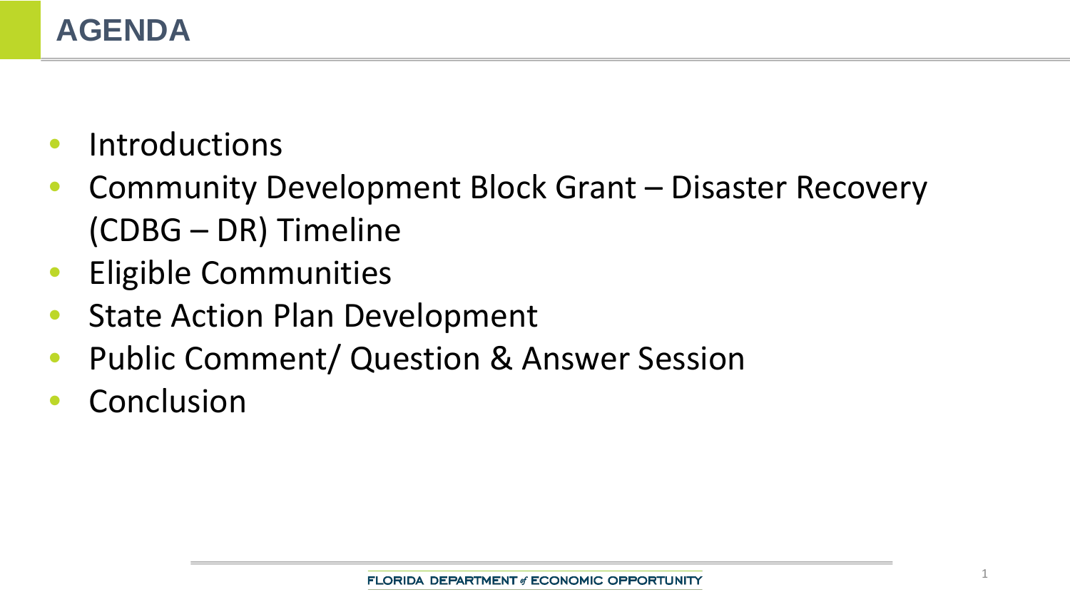# AGENDA

- Introductions
- Community Development Block Grant – Disaster Recovery (CDBG – DR) Timeline
- Eligible Communities
- State Action Plan Development
- Public Comment/ Question & Answer Session
- Conclusion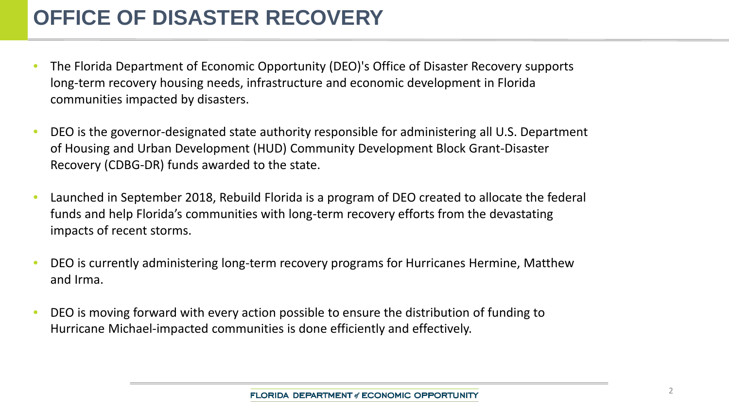# OFFICE OF DISASTER RECOVERY

- The Florida Department of Economic Opportunity (DEO)'s Office of Disaster Recovery supports long-term recovery housing needs, infrastructure and economic development in Florida communities impacted by disasters.
- DEO is the governor-designated state authority responsible for administering all U.S. Department of Housing and Urban Development (HUD) Community Development Block Grant-Disaster Recovery (CDBG-DR) funds awarded to the state.
- Launched in September 2018, Rebuild Florida is a program of DEO created to allocate the federal funds and help Florida's communities with long-term recovery efforts from the devastating impacts of recent storms.
- DEO is currently administering long-term recovery programs for Hurricanes Hermine, Matthew and Irma.
- DEO is moving forward with every action possible to ensure the distribution of funding to Hurricane Michael-impacted communities is done efficiently and effectively.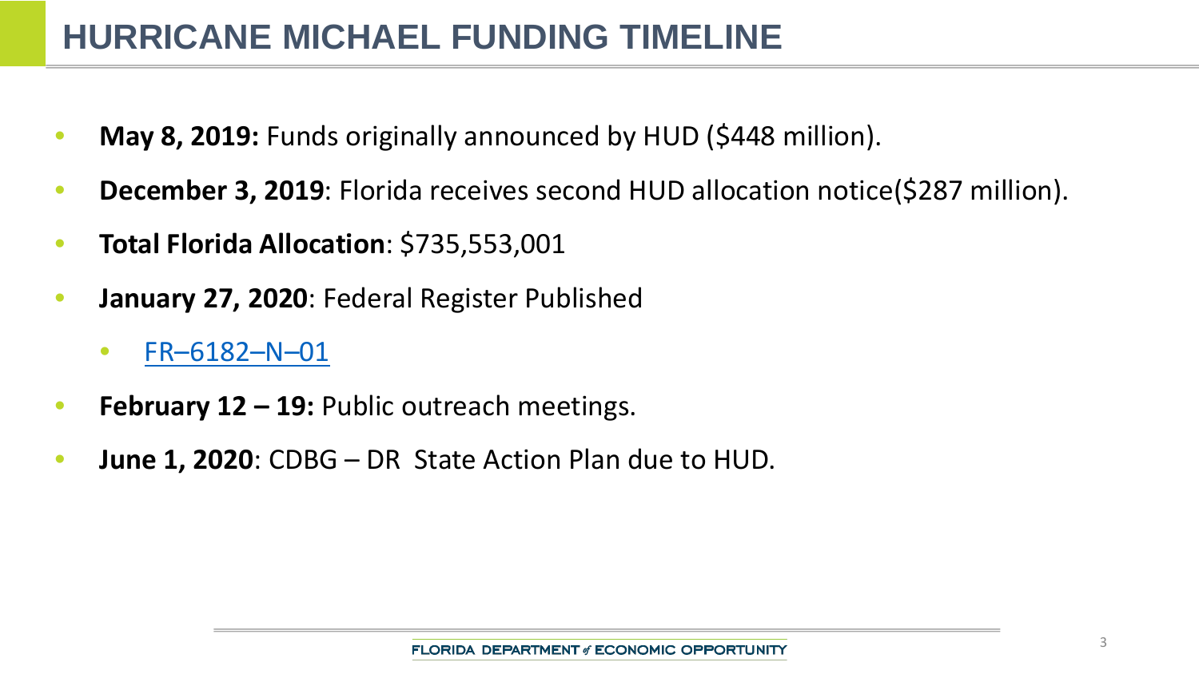# HURRICANE MICHAEL FUNDING TIMELINE

- **May 8, 2019:** Funds originally announced by HUD ($448 million).
- **December 3, 2019**: Florida receives second HUD allocation notice($287 million).
- **Total Florida Allocation**: $735,553,001
- **January 27, 2020**: Federal Register Published
  - FR–6182–N–01
- **February 12 – 19:** Public outreach meetings.
- **June 1, 2020**: CDBG – DR State Action Plan due to HUD.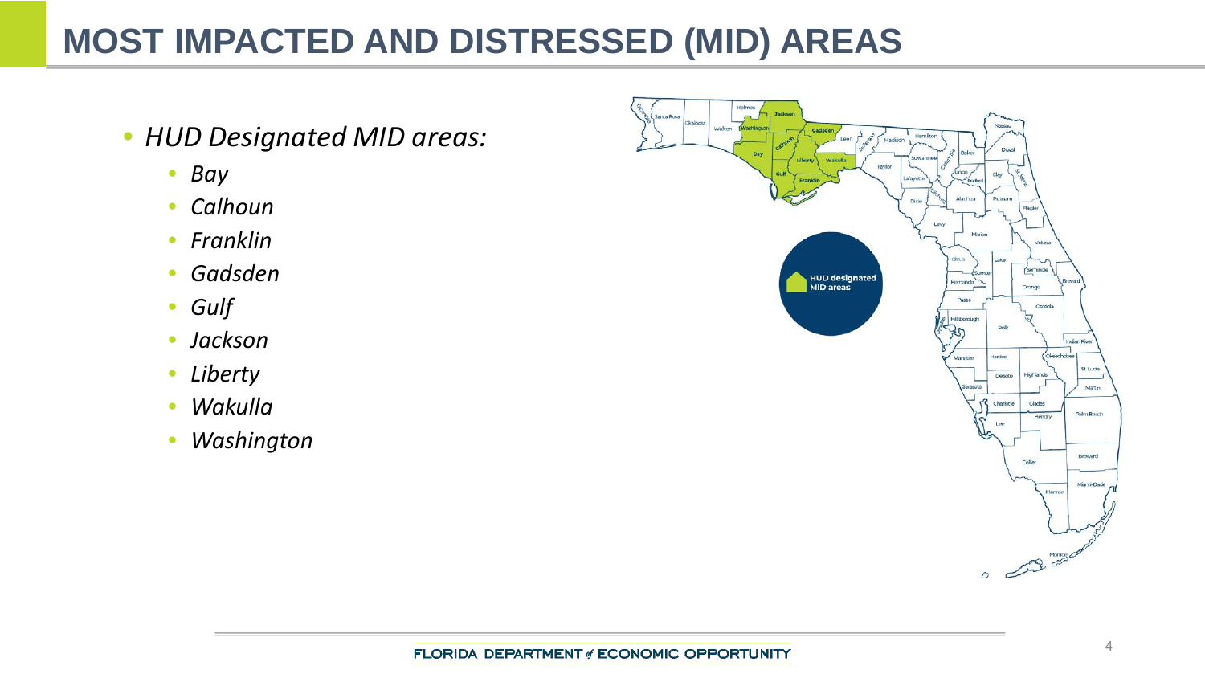# MOST IMPACTED AND DISTRESSED (MID) AREAS

- *HUD Designated MID areas:*
  - *Bay*
  - *Calhoun*
  - *Franklin*
  - *Gadsden*
  - *Gulf*
  - *Jackson*
  - *Liberty*
  - *Wakulla*
  - *Washington*

HUD designated MID areas

FLORIDA DEPARTMENT of ECONOMIC OPPORTUNITY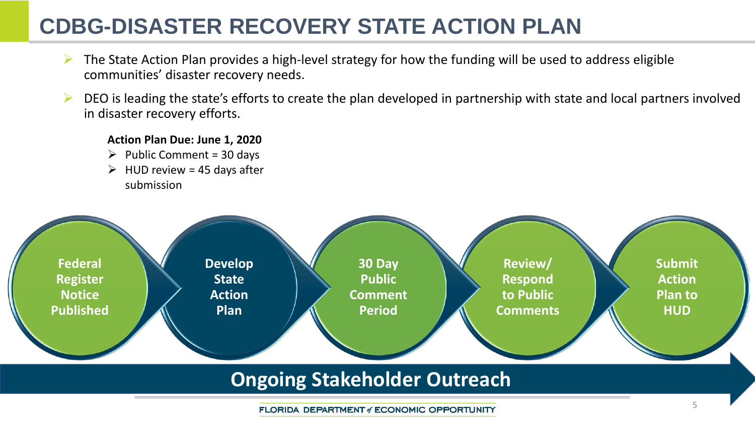# CDBG-DISASTER RECOVERY STATE ACTION PLAN

- The State Action Plan provides a high-level strategy for how the funding will be used to address eligible communities' disaster recovery needs.
- DEO is leading the state's efforts to create the plan developed in partnership with state and local partners involved in disaster recovery efforts.

**Action Plan Due: June 1, 2020**

- Public Comment = 30 days
- HUD review = 45 days after submission

**Federal Register Notice Published** → **Develop State Action Plan** → **30 Day Public Comment Period** → **Review/ Respond to Public Comments** → **Submit Action Plan to HUD**

**Ongoing Stakeholder Outreach**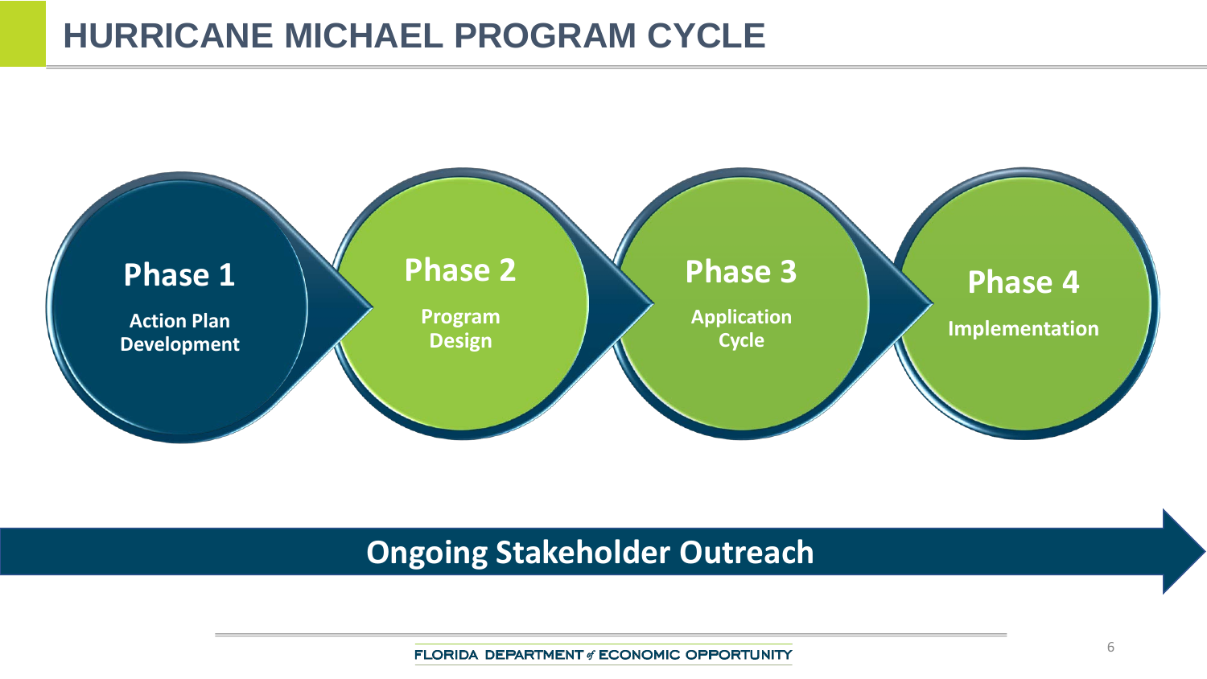# HURRICANE MICHAEL PROGRAM CYCLE

**Phase 1**
Action Plan Development

**Phase 2**
Program Design

**Phase 3**
Application Cycle

**Phase 4**
Implementation

**Ongoing Stakeholder Outreach**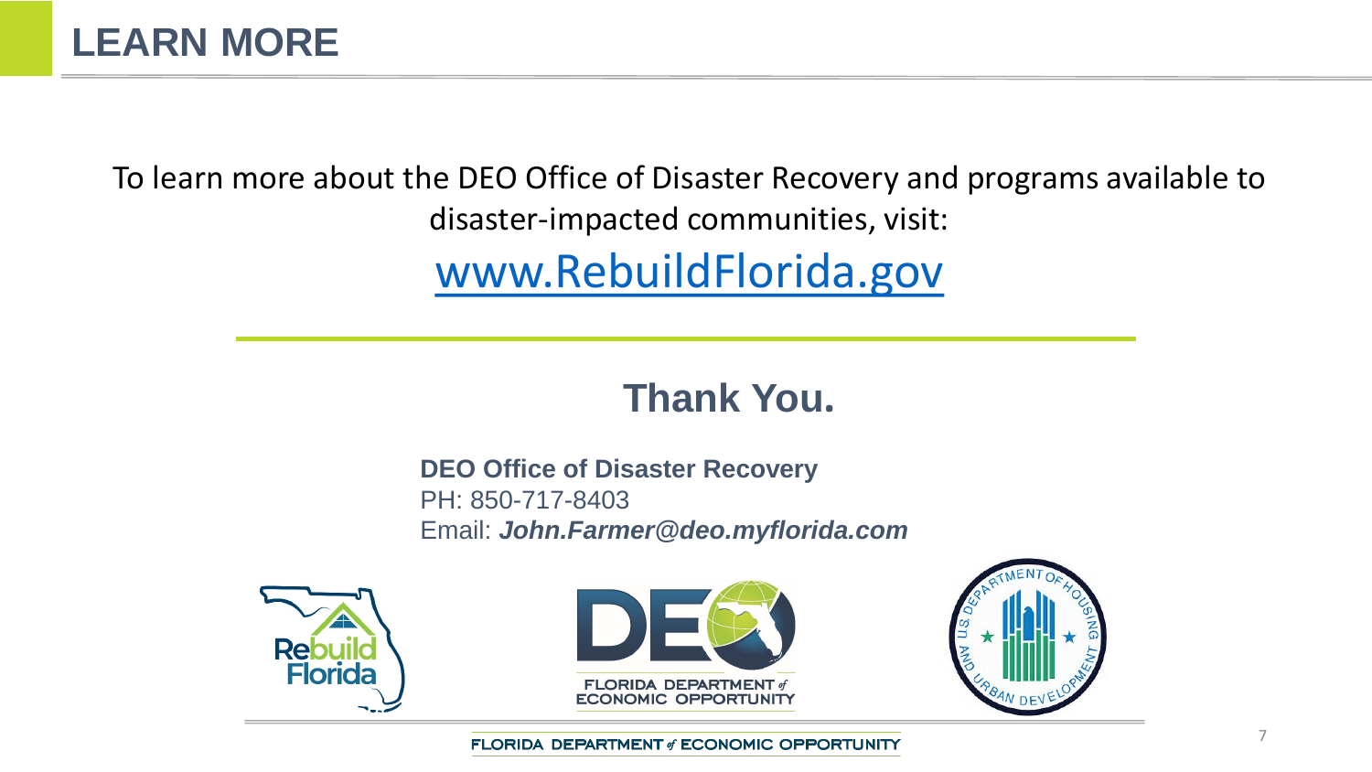# LEARN MORE

To learn more about the DEO Office of Disaster Recovery and programs available to disaster-impacted communities, visit:

[www.RebuildFlorida.gov](http://www.RebuildFlorida.gov)

## Thank You.

**DEO Office of Disaster Recovery**
PH: 850-717-8403
Email: ***John.Farmer@deo.myflorida.com***